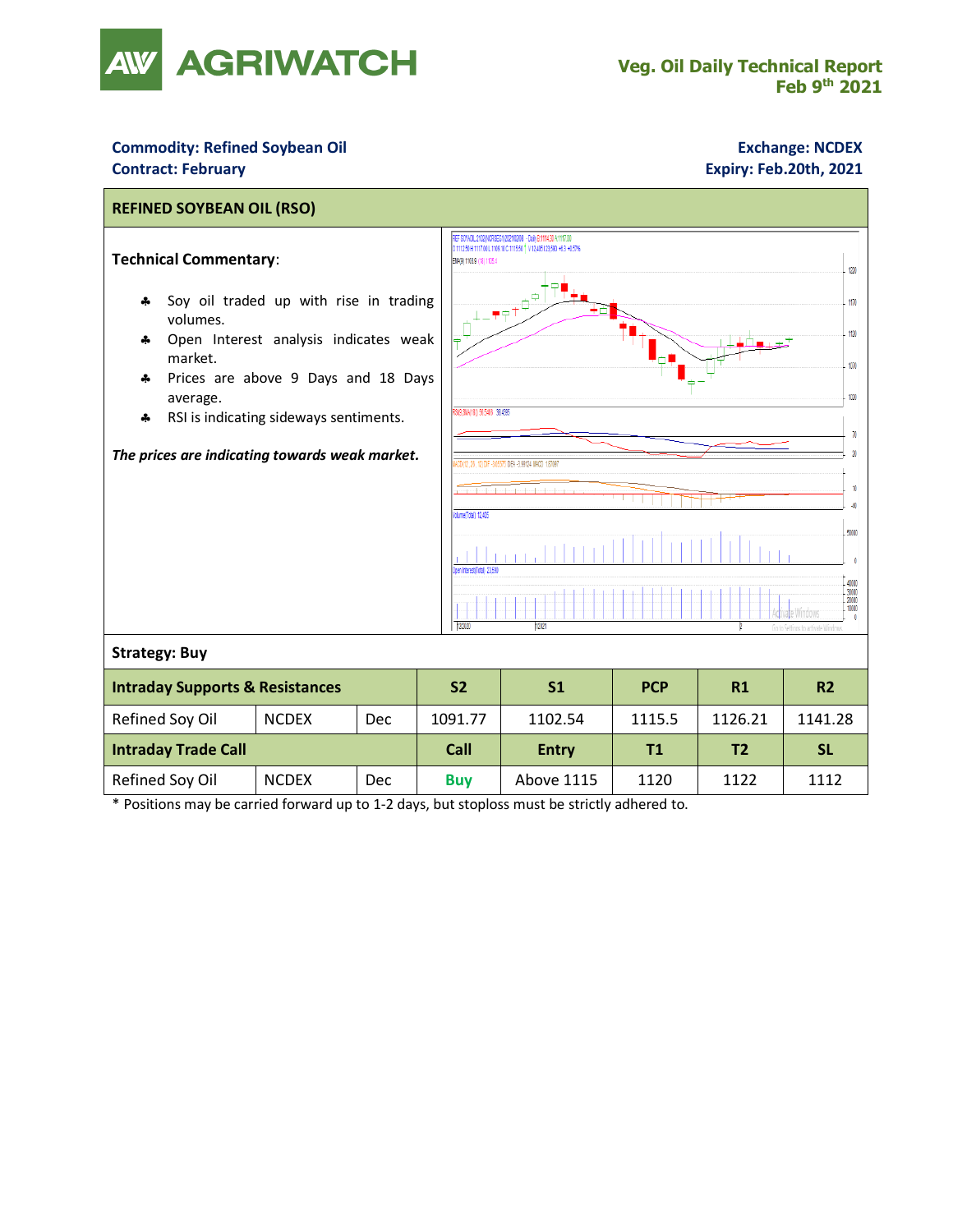# AGRIWATCH

**Veg. Oil Daily Technical Report**
**Feb 9th 2021**

**Commodity: Refined Soybean Oil**
**Contract: February**

**Exchange: NCDEX**
**Expiry: Feb.20th, 2021**

## REFINED SOYBEAN OIL (RSO)

**Technical Commentary**:

- Soy oil traded up with rise in trading volumes.
- Open Interest analysis indicates weak market.
- Prices are above 9 Days and 18 Days average.
- RSI is indicating sideways sentiments.

***The prices are indicating towards weak market.***

**Strategy: Buy**

| Intraday Supports & Resistances | | | S2 | S1 | PCP | R1 | R2 |
|---|---|---|---|---|---|---|---|
| Refined Soy Oil | NCDEX | Dec | 1091.77 | 1102.54 | 1115.5 | 1126.21 | 1141.28 |
| **Intraday Trade Call** | | | **Call** | **Entry** | **T1** | **T2** | **SL** |
| Refined Soy Oil | NCDEX | Dec | Buy | Above 1115 | 1120 | 1122 | 1112 |

\* Positions may be carried forward up to 1-2 days, but stoploss must be strictly adhered to.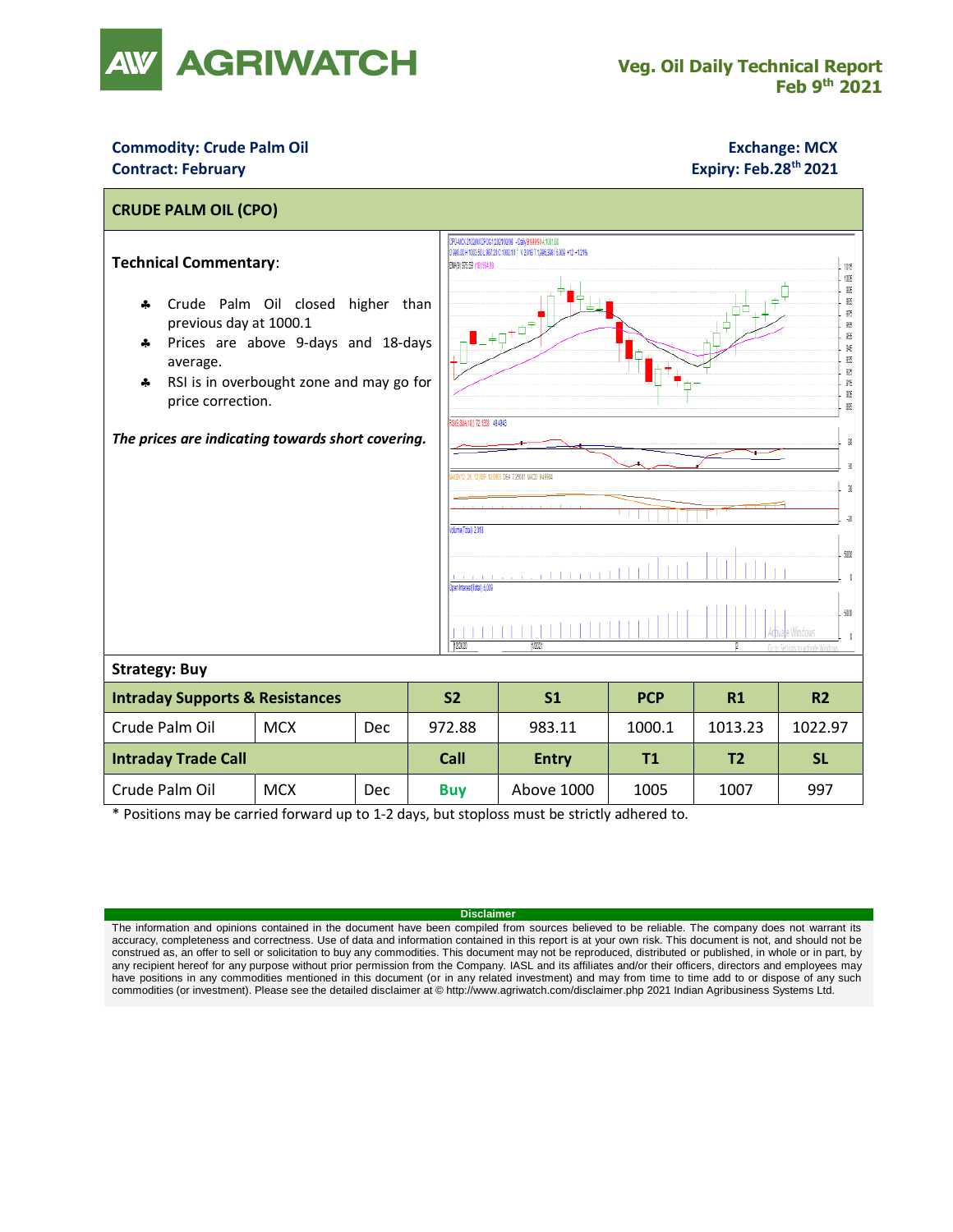# AGRIWATCH

**Veg. Oil Daily Technical Report**
**Feb 9th 2021**

**Commodity: Crude Palm Oil**
**Contract: February**

**Exchange: MCX**
**Expiry: Feb.28th 2021**

## CRUDE PALM OIL (CPO)

**Technical Commentary**:

- Crude Palm Oil closed higher than previous day at 1000.1
- Prices are above 9-days and 18-days average.
- RSI is in overbought zone and may go for price correction.

***The prices are indicating towards short covering.***

**Strategy: Buy**

| **Intraday Supports & Resistances** | | | **S2** | **S1** | **PCP** | **R1** | **R2** |
|---|---|---|---|---|---|---|---|
| Crude Palm Oil | MCX | Dec | 972.88 | 983.11 | 1000.1 | 1013.23 | 1022.97 |
| **Intraday Trade Call** | | | **Call** | **Entry** | **T1** | **T2** | **SL** |
| Crude Palm Oil | MCX | Dec | **Buy** | Above 1000 | 1005 | 1007 | 997 |

* Positions may be carried forward up to 1-2 days, but stoploss must be strictly adhered to.

**Disclaimer**

The information and opinions contained in the document have been compiled from sources believed to be reliable. The company does not warrant its accuracy, completeness and correctness. Use of data and information contained in this report is at your own risk. This document is not, and should not be construed as, an offer to sell or solicitation to buy any commodities. This document may not be reproduced, distributed or published, in whole or in part, by any recipient hereof for any purpose without prior permission from the Company. IASL and its affiliates and/or their officers, directors and employees may have positions in any commodities mentioned in this document (or in any related investment) and may from time to time add to or dispose of any such commodities (or investment). Please see the detailed disclaimer at © http://www.agriwatch.com/disclaimer.php 2021 Indian Agribusiness Systems Ltd.